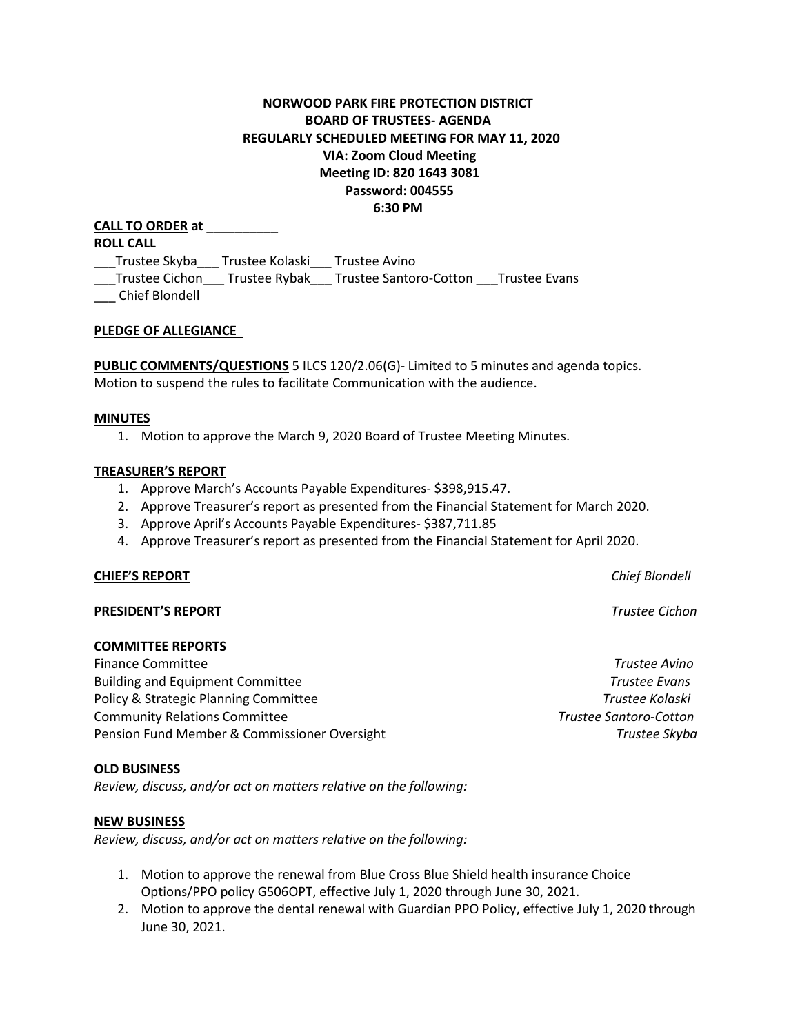**NORWOOD PARK FIRE PROTECTION DISTRICT**
**BOARD OF TRUSTEES- AGENDA**
**REGULARLY SCHEDULED MEETING FOR MAY 11, 2020**
**VIA: Zoom Cloud Meeting**
**Meeting ID: 820 1643 3081**
**Password: 004555**
**6:30 PM**

**CALL TO ORDER at** __________

**ROLL CALL**

___Trustee Skyba___ Trustee Kolaski___ Trustee Avino
___Trustee Cichon___ Trustee Rybak___ Trustee Santoro-Cotton ___Trustee Evans
___ Chief Blondell

**PLEDGE OF ALLEGIANCE**

**PUBLIC COMMENTS/QUESTIONS** 5 ILCS 120/2.06(G)- Limited to 5 minutes and agenda topics. Motion to suspend the rules to facilitate Communication with the audience.

**MINUTES**

1. Motion to approve the March 9, 2020 Board of Trustee Meeting Minutes.

**TREASURER'S REPORT**

1. Approve March's Accounts Payable Expenditures- $398,915.47.
2. Approve Treasurer's report as presented from the Financial Statement for March 2020.
3. Approve April's Accounts Payable Expenditures- $387,711.85
4. Approve Treasurer's report as presented from the Financial Statement for April 2020.

**CHIEF'S REPORT** *Chief Blondell*

**PRESIDENT'S REPORT** *Trustee Cichon*

**COMMITTEE REPORTS**

Finance Committee *Trustee Avino*
Building and Equipment Committee *Trustee Evans*
Policy & Strategic Planning Committee *Trustee Kolaski*
Community Relations Committee *Trustee Santoro-Cotton*
Pension Fund Member & Commissioner Oversight *Trustee Skyba*

**OLD BUSINESS**

*Review, discuss, and/or act on matters relative on the following:*

**NEW BUSINESS**

*Review, discuss, and/or act on matters relative on the following:*

1. Motion to approve the renewal from Blue Cross Blue Shield health insurance Choice Options/PPO policy G506OPT, effective July 1, 2020 through June 30, 2021.
2. Motion to approve the dental renewal with Guardian PPO Policy, effective July 1, 2020 through June 30, 2021.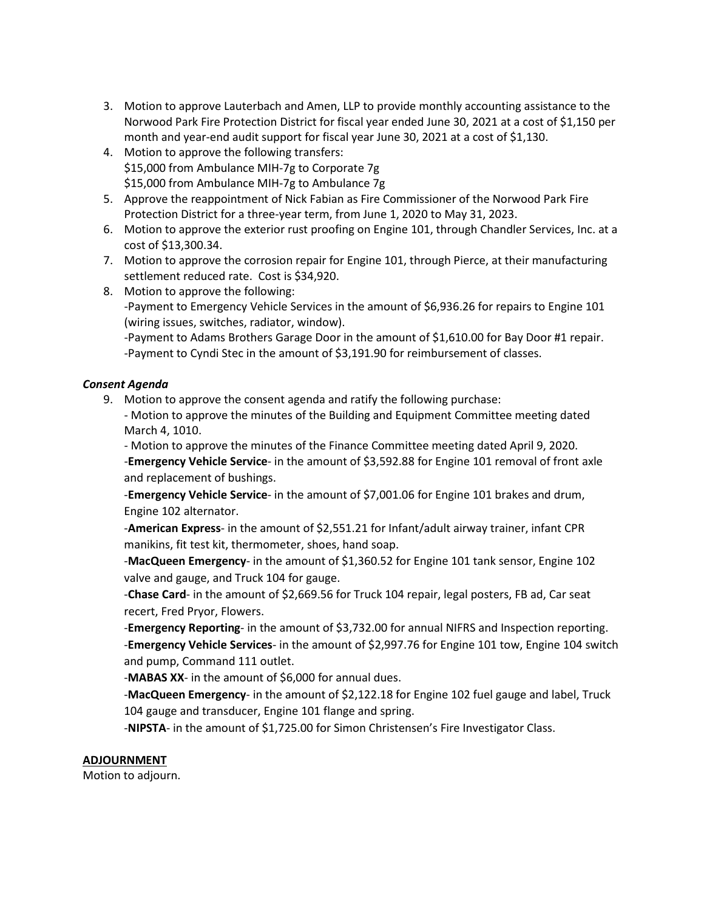3. Motion to approve Lauterbach and Amen, LLP to provide monthly accounting assistance to the Norwood Park Fire Protection District for fiscal year ended June 30, 2021 at a cost of $1,150 per month and year-end audit support for fiscal year June 30, 2021 at a cost of $1,130.
4. Motion to approve the following transfers:
   $15,000 from Ambulance MIH-7g to Corporate 7g
   $15,000 from Ambulance MIH-7g to Ambulance 7g
5. Approve the reappointment of Nick Fabian as Fire Commissioner of the Norwood Park Fire Protection District for a three-year term, from June 1, 2020 to May 31, 2023.
6. Motion to approve the exterior rust proofing on Engine 101, through Chandler Services, Inc. at a cost of $13,300.34.
7. Motion to approve the corrosion repair for Engine 101, through Pierce, at their manufacturing settlement reduced rate. Cost is $34,920.
8. Motion to approve the following:
   -Payment to Emergency Vehicle Services in the amount of $6,936.26 for repairs to Engine 101 (wiring issues, switches, radiator, window).
   -Payment to Adams Brothers Garage Door in the amount of $1,610.00 for Bay Door #1 repair.
   -Payment to Cyndi Stec in the amount of $3,191.90 for reimbursement of classes.

***Consent Agenda***

9. Motion to approve the consent agenda and ratify the following purchase:
   - Motion to approve the minutes of the Building and Equipment Committee meeting dated March 4, 1010.
   - Motion to approve the minutes of the Finance Committee meeting dated April 9, 2020.
   -**Emergency Vehicle Service**- in the amount of $3,592.88 for Engine 101 removal of front axle and replacement of bushings.
   -**Emergency Vehicle Service**- in the amount of $7,001.06 for Engine 101 brakes and drum, Engine 102 alternator.
   -**American Express**- in the amount of $2,551.21 for Infant/adult airway trainer, infant CPR manikins, fit test kit, thermometer, shoes, hand soap.
   -**MacQueen Emergency**- in the amount of $1,360.52 for Engine 101 tank sensor, Engine 102 valve and gauge, and Truck 104 for gauge.
   -**Chase Card**- in the amount of $2,669.56 for Truck 104 repair, legal posters, FB ad, Car seat recert, Fred Pryor, Flowers.
   -**Emergency Reporting**- in the amount of $3,732.00 for annual NIFRS and Inspection reporting.
   -**Emergency Vehicle Services**- in the amount of $2,997.76 for Engine 101 tow, Engine 104 switch and pump, Command 111 outlet.
   -**MABAS XX**- in the amount of $6,000 for annual dues.
   -**MacQueen Emergency**- in the amount of $2,122.18 for Engine 102 fuel gauge and label, Truck 104 gauge and transducer, Engine 101 flange and spring.
   -**NIPSTA**- in the amount of $1,725.00 for Simon Christensen's Fire Investigator Class.

**ADJOURNMENT**

Motion to adjourn.